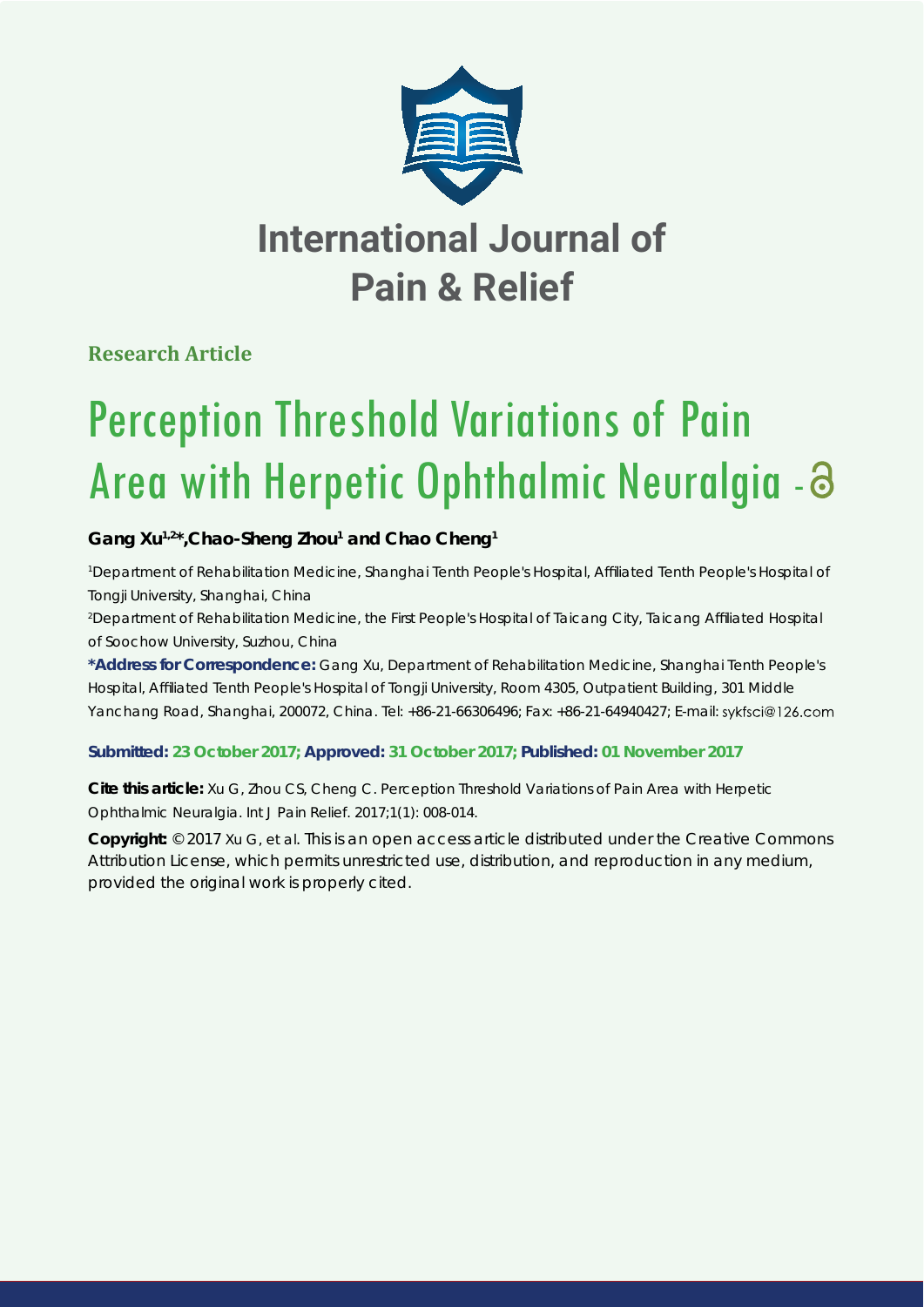# International Journal of Pain & Relief

**Research Article**

# Perception Threshold Variations of Pain Area with Herpetic Ophthalmic Neuralgia

**Gang Xu[1,2]*, Chao-Sheng Zhou[1] and Chao Cheng[1]**

[1]Department of Rehabilitation Medicine, Shanghai Tenth People's Hospital, Affiliated Tenth People's Hospital of Tongji University, Shanghai, China

[2]Department of Rehabilitation Medicine, the First People's Hospital of Taicang City, Taicang Affiliated Hospital of Soochow University, Suzhou, China

**\*Address for Correspondence:** Gang Xu, Department of Rehabilitation Medicine, Shanghai Tenth People's Hospital, Affiliated Tenth People's Hospital of Tongji University, Room 4305, Outpatient Building, 301 Middle Yanchang Road, Shanghai, 200072, China. Tel: +86-21-66306496; Fax: +86-21-64940427; E-mail: sykfsci@126.com

**Submitted: 23 October 2017; Approved: 31 October 2017; Published: 01 November 2017**

**Cite this article:** Xu G, Zhou CS, Cheng C. Perception Threshold Variations of Pain Area with Herpetic Ophthalmic Neuralgia. Int J Pain Relief. 2017;1(1): 008-014.

**Copyright:** © 2017 Xu G, et al. This is an open access article distributed under the Creative Commons Attribution License, which permits unrestricted use, distribution, and reproduction in any medium, provided the original work is properly cited.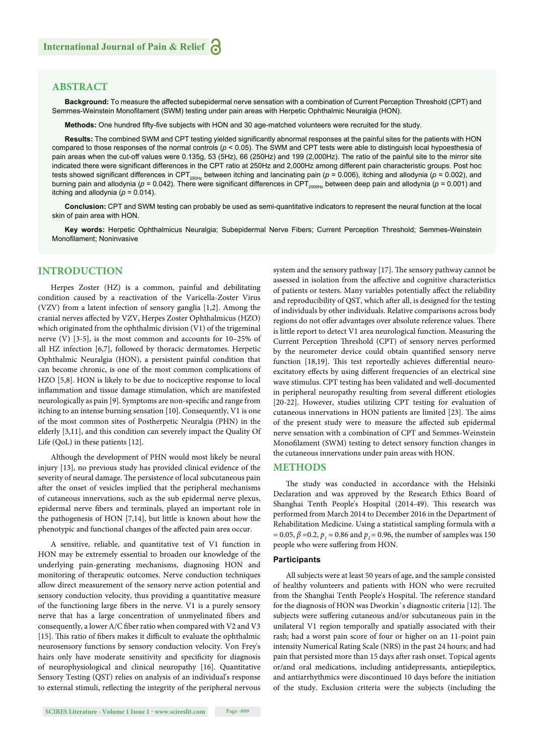## ABSTRACT

**Background:** To measure the affected subepidermal nerve sensation with a combination of Current Perception Threshold (CPT) and Semmes-Weinstein Monofilament (SWM) testing under pain areas with Herpetic Ophthalmic Neuralgia (HON).

**Methods:** One hundred fifty-five subjects with HON and 30 age-matched volunteers were recruited for the study.

**Results:** The combined SWM and CPT testing yielded significantly abnormal responses at the painful sites for the patients with HON compared to those responses of the normal controls ($p < 0.05$). The SWM and CPT tests were able to distinguish local hypoesthesia of pain areas when the cut-off values were 0.135g, 53 (5Hz), 66 (250Hz) and 199 (2,000Hz). The ratio of the painful site to the mirror site indicated there were significant differences in the CPT ratio at 250Hz and 2,000Hz among different pain characteristic groups. Post hoc tests showed significant differences in $CPT_{250Hz}$ between itching and lancinating pain ($p = 0.006$), itching and allodynia ($p = 0.002$), and burning pain and allodynia ($p = 0.042$). There were significant differences in $CPT_{2000Hz}$ between deep pain and allodynia ($p = 0.001$) and itching and allodynia ($p = 0.014$).

**Conclusion:** CPT and SWM testing can probably be used as semi-quantitative indicators to represent the neural function at the local skin of pain area with HON.

**Key words:** Herpetic Ophthalmicus Neuralgia; Subepidermal Nerve Fibers; Current Perception Threshold; Semmes-Weinstein Monofilament; Noninvasive

## INTRODUCTION

Herpes Zoster (HZ) is a common, painful and debilitating condition caused by a reactivation of the Varicella-Zoster Virus (VZV) from a latent infection of sensory ganglia [1,2]. Among the cranial nerves affected by VZV, Herpes Zoster Ophthalmicus (HZO) which originated from the ophthalmic division (V1) of the trigeminal nerve (V) [3-5], is the most common and accounts for 10–25% of all HZ infection [6,7], followed by thoracic dermatomes. Herpetic Ophthalmic Neuralgia (HON), a persistent painful condition that can become chronic, is one of the most common complications of HZO [5,8]. HON is likely to be due to nociceptive response to local inflammation and tissue damage stimulation, which are manifested neurologically as pain [9]. Symptoms are non-specific and range from itching to an intense burning sensation [10]. Consequently, V1 is one of the most common sites of Postherpetic Neuralgia (PHN) in the elderly [3,11], and this condition can severely impact the Quality Of Life (QoL) in these patients [12].

Although the development of PHN would most likely be neural injury [13], no previous study has provided clinical evidence of the severity of neural damage. The persistence of local subcutaneous pain after the onset of vesicles implied that the peripheral mechanisms of cutaneous innervations, such as the sub epidermal nerve plexus, epidermal nerve fibers and terminals, played an important role in the pathogenesis of HON [7,14], but little is known about how the phenotypic and functional changes of the affected pain area occur.

A sensitive, reliable, and quantitative test of V1 function in HON may be extremely essential to broaden our knowledge of the underlying pain-generating mechanisms, diagnosing HON and monitoring of therapeutic outcomes. Nerve conduction techniques allow direct measurement of the sensory nerve action potential and sensory conduction velocity, thus providing a quantitative measure of the functioning large fibers in the nerve. V1 is a purely sensory nerve that has a large concentration of unmyelinated fibers and consequently, a lower A/C fiber ratio when compared with V2 and V3 [15]. This ratio of fibers makes it difficult to evaluate the ophthalmic neurosensory functions by sensory conduction velocity. Von Frey's hairs only have moderate sensitivity and specificity for diagnosis of neurophysiological and clinical neuropathy [16]. Quantitative Sensory Testing (QST) relies on analysis of an individual's response to external stimuli, reflecting the integrity of the peripheral nervous system and the sensory pathway [17]. The sensory pathway cannot be assessed in isolation from the affective and cognitive characteristics of patients or testers. Many variables potentially affect the reliability and reproducibility of QST, which after all, is designed for the testing of individuals by other individuals. Relative comparisons across body regions do not offer advantages over absolute reference values. There is little report to detect V1 area neurological function. Measuring the Current Perception Threshold (CPT) of sensory nerves performed by the neurometer device could obtain quantified sensory nerve function [18,19]. This test reportedly achieves differential neuro-excitatory effects by using different frequencies of an electrical sine wave stimulus. CPT testing has been validated and well-documented in peripheral neuropathy resulting from several different etiologies [20-22]. However, studies utilizing CPT testing for evaluation of cutaneous innervations in HON patients are limited [23]. The aims of the present study were to measure the affected sub epidermal nerve sensation with a combination of CPT and Semmes-Weinstein Monofilament (SWM) testing to detect sensory function changes in the cutaneous innervations under pain areas with HON.

## METHODS

The study was conducted in accordance with the Helsinki Declaration and was approved by the Research Ethics Board of Shanghai Tenth People's Hospital (2014-49). This research was performed from March 2014 to December 2016 in the Department of Rehabilitation Medicine. Using a statistical sampling formula with $\alpha = 0.05$, $\beta = 0.2$, $p_1 = 0.86$ and $p_2 = 0.96$, the number of samples was 150 people who were suffering from HON.

### Participants

All subjects were at least 50 years of age, and the sample consisted of healthy volunteers and patients with HON who were recruited from the Shanghai Tenth People's Hospital. The reference standard for the diagnosis of HON was Dworkin`s diagnostic criteria [12]. The subjects were suffering cutaneous and/or subcutaneous pain in the unilateral V1 region temporally and spatially associated with their rash; had a worst pain score of four or higher on an 11-point pain intensity Numerical Rating Scale (NRS) in the past 24 hours; and had pain that persisted more than 15 days after rash onset. Topical agents or/and oral medications, including antidepressants, antiepileptics, and antiarrhythmics were discontinued 10 days before the initiation of the study. Exclusion criteria were the subjects (including the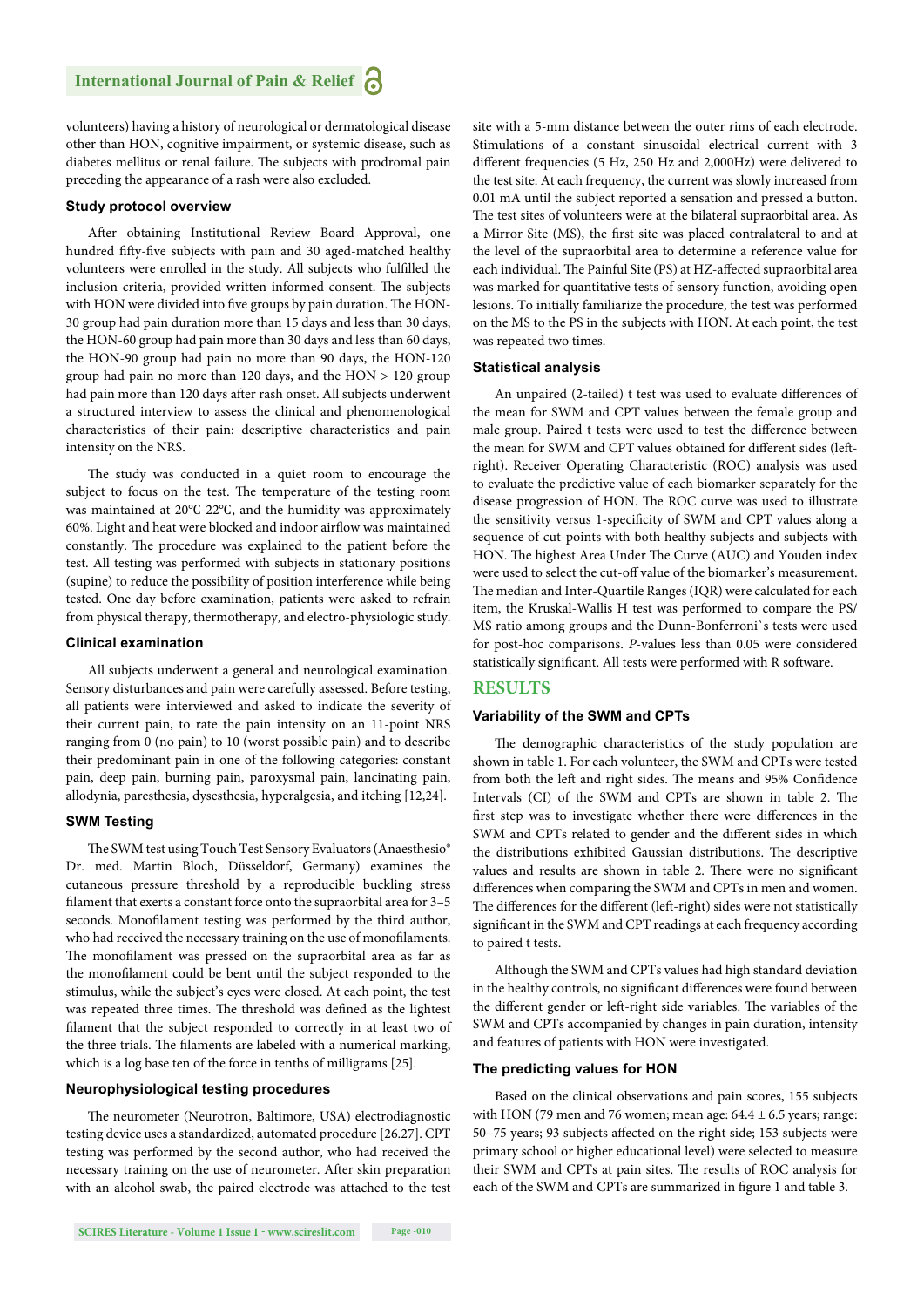volunteers) having a history of neurological or dermatological disease other than HON, cognitive impairment, or systemic disease, such as diabetes mellitus or renal failure. The subjects with prodromal pain preceding the appearance of a rash were also excluded.

### Study protocol overview

After obtaining Institutional Review Board Approval, one hundred fifty-five subjects with pain and 30 aged-matched healthy volunteers were enrolled in the study. All subjects who fulfilled the inclusion criteria, provided written informed consent. The subjects with HON were divided into five groups by pain duration. The HON-30 group had pain duration more than 15 days and less than 30 days, the HON-60 group had pain more than 30 days and less than 60 days, the HON-90 group had pain no more than 90 days, the HON-120 group had pain no more than 120 days, and the HON > 120 group had pain more than 120 days after rash onset. All subjects underwent a structured interview to assess the clinical and phenomenological characteristics of their pain: descriptive characteristics and pain intensity on the NRS.

The study was conducted in a quiet room to encourage the subject to focus on the test. The temperature of the testing room was maintained at 20℃-22℃, and the humidity was approximately 60%. Light and heat were blocked and indoor airflow was maintained constantly. The procedure was explained to the patient before the test. All testing was performed with subjects in stationary positions (supine) to reduce the possibility of position interference while being tested. One day before examination, patients were asked to refrain from physical therapy, thermotherapy, and electro-physiologic study.

### Clinical examination

All subjects underwent a general and neurological examination. Sensory disturbances and pain were carefully assessed. Before testing, all patients were interviewed and asked to indicate the severity of their current pain, to rate the pain intensity on an 11-point NRS ranging from 0 (no pain) to 10 (worst possible pain) and to describe their predominant pain in one of the following categories: constant pain, deep pain, burning pain, paroxysmal pain, lancinating pain, allodynia, paresthesia, dysesthesia, hyperalgesia, and itching [12,24].

### SWM Testing

The SWM test using Touch Test Sensory Evaluators (Anaesthesio® Dr. med. Martin Bloch, Düsseldorf, Germany) examines the cutaneous pressure threshold by a reproducible buckling stress filament that exerts a constant force onto the supraorbital area for 3–5 seconds. Monofilament testing was performed by the third author, who had received the necessary training on the use of monofilaments. The monofilament was pressed on the supraorbital area as far as the monofilament could be bent until the subject responded to the stimulus, while the subject's eyes were closed. At each point, the test was repeated three times. The threshold was defined as the lightest filament that the subject responded to correctly in at least two of the three trials. The filaments are labeled with a numerical marking, which is a log base ten of the force in tenths of milligrams [25].

### Neurophysiological testing procedures

The neurometer (Neurotron, Baltimore, USA) electrodiagnostic testing device uses a standardized, automated procedure [26.27]. CPT testing was performed by the second author, who had received the necessary training on the use of neurometer. After skin preparation with an alcohol swab, the paired electrode was attached to the test site with a 5-mm distance between the outer rims of each electrode. Stimulations of a constant sinusoidal electrical current with 3 different frequencies (5 Hz, 250 Hz and 2,000Hz) were delivered to the test site. At each frequency, the current was slowly increased from 0.01 mA until the subject reported a sensation and pressed a button. The test sites of volunteers were at the bilateral supraorbital area. As a Mirror Site (MS), the first site was placed contralateral to and at the level of the supraorbital area to determine a reference value for each individual. The Painful Site (PS) at HZ-affected supraorbital area was marked for quantitative tests of sensory function, avoiding open lesions. To initially familiarize the procedure, the test was performed on the MS to the PS in the subjects with HON. At each point, the test was repeated two times.

### Statistical analysis

An unpaired (2-tailed) t test was used to evaluate differences of the mean for SWM and CPT values between the female group and male group. Paired t tests were used to test the difference between the mean for SWM and CPT values obtained for different sides (left-right). Receiver Operating Characteristic (ROC) analysis was used to evaluate the predictive value of each biomarker separately for the disease progression of HON. The ROC curve was used to illustrate the sensitivity versus 1-specificity of SWM and CPT values along a sequence of cut-points with both healthy subjects and subjects with HON. The highest Area Under The Curve (AUC) and Youden index were used to select the cut-off value of the biomarker's measurement. The median and Inter-Quartile Ranges (IQR) were calculated for each item, the Kruskal-Wallis H test was performed to compare the PS/MS ratio among groups and the Dunn-Bonferroni`s tests were used for post-hoc comparisons. *P*-values less than 0.05 were considered statistically significant. All tests were performed with R software.

## RESULTS

### Variability of the SWM and CPTs

The demographic characteristics of the study population are shown in table 1. For each volunteer, the SWM and CPTs were tested from both the left and right sides. The means and 95% Confidence Intervals (CI) of the SWM and CPTs are shown in table 2. The first step was to investigate whether there were differences in the SWM and CPTs related to gender and the different sides in which the distributions exhibited Gaussian distributions. The descriptive values and results are shown in table 2. There were no significant differences when comparing the SWM and CPTs in men and women. The differences for the different (left-right) sides were not statistically significant in the SWM and CPT readings at each frequency according to paired t tests.

Although the SWM and CPTs values had high standard deviation in the healthy controls, no significant differences were found between the different gender or left-right side variables. The variables of the SWM and CPTs accompanied by changes in pain duration, intensity and features of patients with HON were investigated.

### The predicting values for HON

Based on the clinical observations and pain scores, 155 subjects with HON (79 men and 76 women; mean age: 64.4 ± 6.5 years; range: 50–75 years; 93 subjects affected on the right side; 153 subjects were primary school or higher educational level) were selected to measure their SWM and CPTs at pain sites. The results of ROC analysis for each of the SWM and CPTs are summarized in figure 1 and table 3.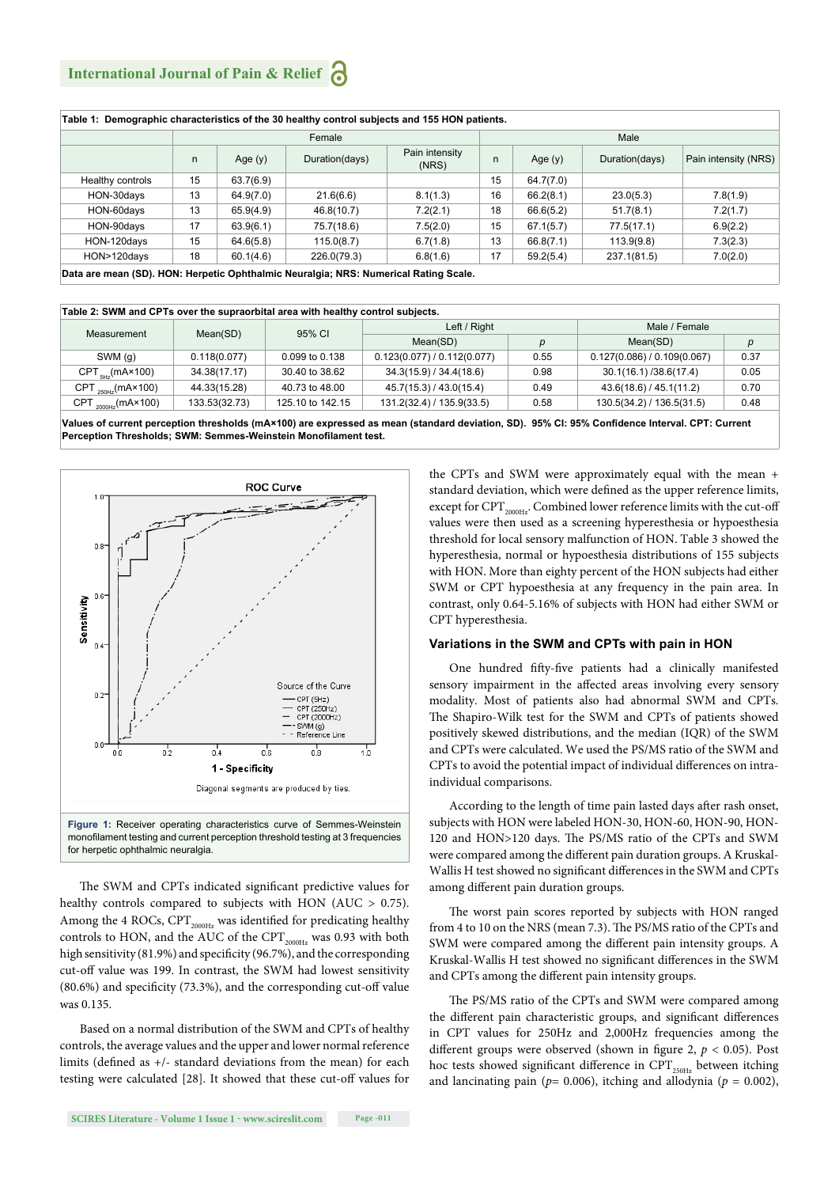**Table 1: Demographic characteristics of the 30 healthy control subjects and 155 HON patients.**

| | Female | | | | Male | | | |
|---|---|---|---|---|---|---|---|---|
| | n | Age (y) | Duration(days) | Pain intensity (NRS) | n | Age (y) | Duration(days) | Pain intensity (NRS) |
| Healthy controls | 15 | 63.7(6.9) | | | 15 | 64.7(7.0) | | |
| HON-30days | 13 | 64.9(7.0) | 21.6(6.6) | 8.1(1.3) | 16 | 66.2(8.1) | 23.0(5.3) | 7.8(1.9) |
| HON-60days | 13 | 65.9(4.9) | 46.8(10.7) | 7.2(2.1) | 18 | 66.6(5.2) | 51.7(8.1) | 7.2(1.7) |
| HON-90days | 17 | 63.9(6.1) | 75.7(18.6) | 7.5(2.0) | 15 | 67.1(5.7) | 77.5(17.1) | 6.9(2.2) |
| HON-120days | 15 | 64.6(5.8) | 115.0(8.7) | 6.7(1.8) | 13 | 66.8(7.1) | 113.9(9.8) | 7.3(2.3) |
| HON>120days | 18 | 60.1(4.6) | 226.0(79.3) | 6.8(1.6) | 17 | 59.2(5.4) | 237.1(81.5) | 7.0(2.0) |

**Data are mean (SD). HON: Herpetic Ophthalmic Neuralgia; NRS: Numerical Rating Scale.**

**Table 2: SWM and CPTs over the supraorbital area with healthy control subjects.**

| Measurement | Mean(SD) | 95% CI | Left / Right | | Male / Female | |
|---|---|---|---|---|---|---|
| | | | Mean(SD) | *p* | Mean(SD) | *p* |
| SWM (g) | 0.118(0.077) | 0.099 to 0.138 | 0.123(0.077) / 0.112(0.077) | 0.55 | 0.127(0.086) / 0.109(0.067) | 0.37 |
| $CPT_{5Hz}$(mA×100) | 34.38(17.17) | 30.40 to 38.62 | 34.3(15.9) / 34.4(18.6) | 0.98 | 30.1(16.1) /38.6(17.4) | 0.05 |
| $CPT_{250Hz}$(mA×100) | 44.33(15.28) | 40.73 to 48.00 | 45.7(15.3) / 43.0(15.4) | 0.49 | 43.6(18.6) / 45.1(11.2) | 0.70 |
| $CPT_{2000Hz}$(mA×100) | 133.53(32.73) | 125.10 to 142.15 | 131.2(32.4) / 135.9(33.5) | 0.58 | 130.5(34.2) / 136.5(31.5) | 0.48 |

**Values of current perception thresholds (mA×100) are expressed as mean (standard deviation, SD). 95% CI: 95% Confidence Interval. CPT: Current Perception Thresholds; SWM: Semmes-Weinstein Monofilament test.**

**Figure 1:** Receiver operating characteristics curve of Semmes-Weinstein monofilament testing and current perception threshold testing at 3 frequencies for herpetic ophthalmic neuralgia.

The SWM and CPTs indicated significant predictive values for healthy controls compared to subjects with HON (AUC > 0.75). Among the 4 ROCs, $CPT_{2000Hz}$ was identified for predicating healthy controls to HON, and the AUC of the $CPT_{2000Hz}$ was 0.93 with both high sensitivity (81.9%) and specificity (96.7%), and the corresponding cut-off value was 199. In contrast, the SWM had lowest sensitivity (80.6%) and specificity (73.3%), and the corresponding cut-off value was 0.135.

Based on a normal distribution of the SWM and CPTs of healthy controls, the average values and the upper and lower normal reference limits (defined as +/- standard deviations from the mean) for each testing were calculated [28]. It showed that these cut-off values for the CPTs and SWM were approximately equal with the mean + standard deviation, which were defined as the upper reference limits, except for $CPT_{2000Hz}$. Combined lower reference limits with the cut-off values were then used as a screening hyperesthesia or hypoesthesia threshold for local sensory malfunction of HON. Table 3 showed the hyperesthesia, normal or hypoesthesia distributions of 155 subjects with HON. More than eighty percent of the HON subjects had either SWM or CPT hypoesthesia at any frequency in the pain area. In contrast, only 0.64-5.16% of subjects with HON had either SWM or CPT hyperesthesia.

### Variations in the SWM and CPTs with pain in HON

One hundred fifty-five patients had a clinically manifested sensory impairment in the affected areas involving every sensory modality. Most of patients also had abnormal SWM and CPTs. The Shapiro-Wilk test for the SWM and CPTs of patients showed positively skewed distributions, and the median (IQR) of the SWM and CPTs were calculated. We used the PS/MS ratio of the SWM and CPTs to avoid the potential impact of individual differences on intra-individual comparisons.

According to the length of time pain lasted days after rash onset, subjects with HON were labeled HON-30, HON-60, HON-90, HON-120 and HON>120 days. The PS/MS ratio of the CPTs and SWM were compared among the different pain duration groups. A Kruskal-Wallis H test showed no significant differences in the SWM and CPTs among different pain duration groups.

The worst pain scores reported by subjects with HON ranged from 4 to 10 on the NRS (mean 7.3). The PS/MS ratio of the CPTs and SWM were compared among the different pain intensity groups. A Kruskal-Wallis H test showed no significant differences in the SWM and CPTs among the different pain intensity groups.

The PS/MS ratio of the CPTs and SWM were compared among the different pain characteristic groups, and significant differences in CPT values for 250Hz and 2,000Hz frequencies among the different groups were observed (shown in figure 2, $p < 0.05$). Post hoc tests showed significant difference in $CPT_{250Hz}$ between itching and lancinating pain ($p = 0.006$), itching and allodynia ($p = 0.002$),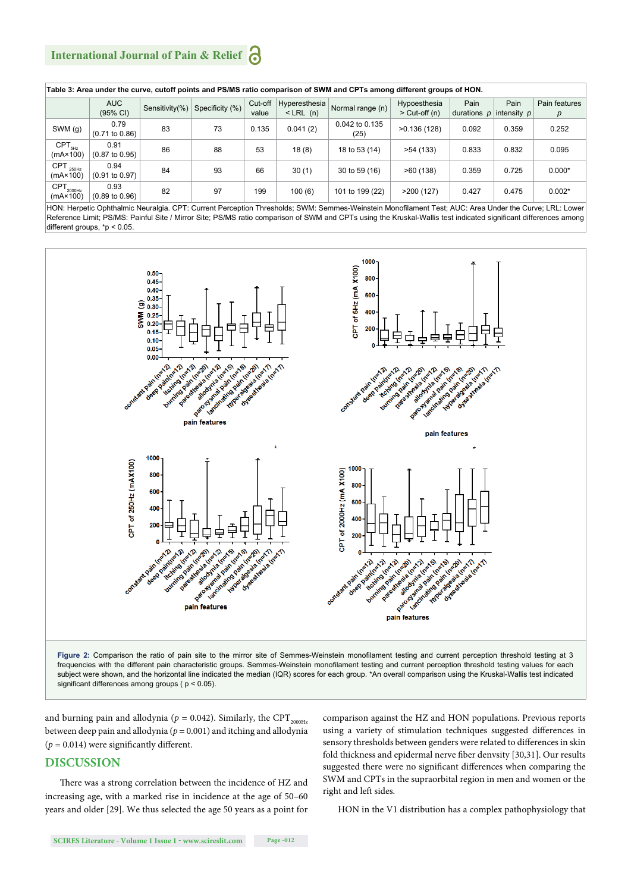**Table 3:** Area under the curve, cutoff points and PS/MS ratio comparison of SWM and CPTs among different groups of HON.

| | AUC (95% CI) | Sensitivity(%) | Specificity (%) | Cut-off value | Hyperesthesia < LRL (n) | Normal range (n) | Hypoesthesia > Cut-off (n) | Pain durations *p* | Pain intensity *p* | Pain features *p* |
|---|---|---|---|---|---|---|---|---|---|---|
| SWM (g) | 0.79 (0.71 to 0.86) | 83 | 73 | 0.135 | 0.041 (2) | 0.042 to 0.135 (25) | >0.136 (128) | 0.092 | 0.359 | 0.252 |
| $CPT_{5Hz}$ (mA×100) | 0.91 (0.87 to 0.95) | 86 | 88 | 53 | 18 (8) | 18 to 53 (14) | >54 (133) | 0.833 | 0.832 | 0.095 |
| $CPT_{250Hz}$ (mA×100) | 0.94 (0.91 to 0.97) | 84 | 93 | 66 | 30 (1) | 30 to 59 (16) | >60 (138) | 0.359 | 0.725 | 0.000* |
| $CPT_{2000Hz}$ (mA×100) | 0.93 (0.89 to 0.96) | 82 | 97 | 199 | 100 (6) | 101 to 199 (22) | >200 (127) | 0.427 | 0.475 | 0.002* |

HON: Herpetic Ophthalmic Neuralgia. CPT: Current Perception Thresholds; SWM: Semmes-Weinstein Monofilament Test; AUC: Area Under the Curve; LRL: Lower Reference Limit; PS/MS: Painful Site / Mirror Site; PS/MS ratio comparison of SWM and CPTs using the Kruskal-Wallis test indicated significant differences among different groups, *p < 0.05.

**Figure 2:** Comparison the ratio of pain site to the mirror site of Semmes-Weinstein monofilament testing and current perception threshold testing at 3 frequencies with the different pain characteristic groups. Semmes-Weinstein monofilament testing and current perception threshold testing values for each subject were shown, and the horizontal line indicated the median (IQR) scores for each group. *An overall comparison using the Kruskal-Wallis test indicated significant differences among groups ( p < 0.05).

and burning pain and allodynia ($p$ = 0.042). Similarly, the $CPT_{2000Hz}$ between deep pain and allodynia ($p$ = 0.001) and itching and allodynia ($p$ = 0.014) were significantly different.

## DISCUSSION

There was a strong correlation between the incidence of HZ and increasing age, with a marked rise in incidence at the age of 50–60 years and older [29]. We thus selected the age 50 years as a point for comparison against the HZ and HON populations. Previous reports using a variety of stimulation techniques suggested differences in sensory thresholds between genders were related to differences in skin fold thickness and epidermal nerve fiber denvsity [30,31]. Our results suggested there were no significant differences when comparing the SWM and CPTs in the supraorbital region in men and women or the right and left sides.

HON in the V1 distribution has a complex pathophysiology that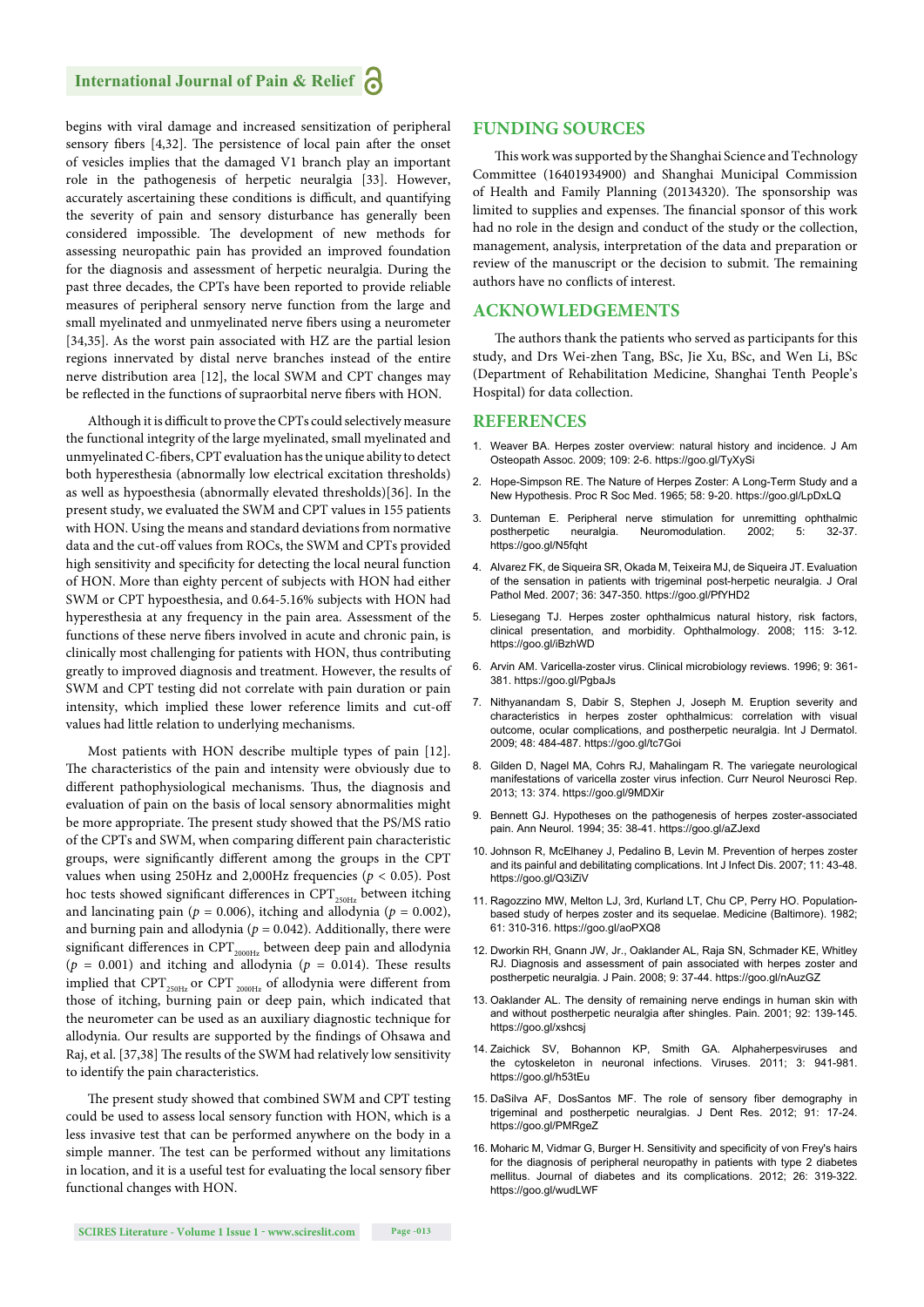begins with viral damage and increased sensitization of peripheral sensory fibers [4,32]. The persistence of local pain after the onset of vesicles implies that the damaged V1 branch play an important role in the pathogenesis of herpetic neuralgia [33]. However, accurately ascertaining these conditions is difficult, and quantifying the severity of pain and sensory disturbance has generally been considered impossible. The development of new methods for assessing neuropathic pain has provided an improved foundation for the diagnosis and assessment of herpetic neuralgia. During the past three decades, the CPTs have been reported to provide reliable measures of peripheral sensory nerve function from the large and small myelinated and unmyelinated nerve fibers using a neurometer [34,35]. As the worst pain associated with HZ are the partial lesion regions innervated by distal nerve branches instead of the entire nerve distribution area [12], the local SWM and CPT changes may be reflected in the functions of supraorbital nerve fibers with HON.

Although it is difficult to prove the CPTs could selectively measure the functional integrity of the large myelinated, small myelinated and unmyelinated C-fibers, CPT evaluation has the unique ability to detect both hyperesthesia (abnormally low electrical excitation thresholds) as well as hypoesthesia (abnormally elevated thresholds)[36]. In the present study, we evaluated the SWM and CPT values in 155 patients with HON. Using the means and standard deviations from normative data and the cut-off values from ROCs, the SWM and CPTs provided high sensitivity and specificity for detecting the local neural function of HON. More than eighty percent of subjects with HON had either SWM or CPT hypoesthesia, and 0.64-5.16% subjects with HON had hyperesthesia at any frequency in the pain area. Assessment of the functions of these nerve fibers involved in acute and chronic pain, is clinically most challenging for patients with HON, thus contributing greatly to improved diagnosis and treatment. However, the results of SWM and CPT testing did not correlate with pain duration or pain intensity, which implied these lower reference limits and cut-off values had little relation to underlying mechanisms.

Most patients with HON describe multiple types of pain [12]. The characteristics of the pain and intensity were obviously due to different pathophysiological mechanisms. Thus, the diagnosis and evaluation of pain on the basis of local sensory abnormalities might be more appropriate. The present study showed that the PS/MS ratio of the CPTs and SWM, when comparing different pain characteristic groups, were significantly different among the groups in the CPT values when using 250Hz and 2,000Hz frequencies ($p < 0.05$). Post hoc tests showed significant differences in $CPT_{250Hz}$ between itching and lancinating pain ($p = 0.006$), itching and allodynia ($p = 0.002$), and burning pain and allodynia ($p = 0.042$). Additionally, there were significant differences in $CPT_{2000Hz}$ between deep pain and allodynia ($p = 0.001$) and itching and allodynia ($p = 0.014$). These results implied that $CPT_{250Hz}$ or $CPT_{2000Hz}$ of allodynia were different from those of itching, burning pain or deep pain, which indicated that the neurometer can be used as an auxiliary diagnostic technique for allodynia. Our results are supported by the findings of Ohsawa and Raj, et al. [37,38] The results of the SWM had relatively low sensitivity to identify the pain characteristics.

The present study showed that combined SWM and CPT testing could be used to assess local sensory function with HON, which is a less invasive test that can be performed anywhere on the body in a simple manner. The test can be performed without any limitations in location, and it is a useful test for evaluating the local sensory fiber functional changes with HON.

## FUNDING SOURCES

This work was supported by the Shanghai Science and Technology Committee (16401934900) and Shanghai Municipal Commission of Health and Family Planning (20134320). The sponsorship was limited to supplies and expenses. The financial sponsor of this work had no role in the design and conduct of the study or the collection, management, analysis, interpretation of the data and preparation or review of the manuscript or the decision to submit. The remaining authors have no conflicts of interest.

## ACKNOWLEDGEMENTS

The authors thank the patients who served as participants for this study, and Drs Wei-zhen Tang, BSc, Jie Xu, BSc, and Wen Li, BSc (Department of Rehabilitation Medicine, Shanghai Tenth People's Hospital) for data collection.

## REFERENCES

1. Weaver BA. Herpes zoster overview: natural history and incidence. J Am Osteopath Assoc. 2009; 109: 2-6. https://goo.gl/TyXySi
2. Hope-Simpson RE. The Nature of Herpes Zoster: A Long-Term Study and a New Hypothesis. Proc R Soc Med. 1965; 58: 9-20. https://goo.gl/LpDxLQ
3. Dunteman E. Peripheral nerve stimulation for unremitting ophthalmic postherpetic neuralgia. Neuromodulation. 2002; 5: 32-37. https://goo.gl/N5fqht
4. Alvarez FK, de Siqueira SR, Okada M, Teixeira MJ, de Siqueira JT. Evaluation of the sensation in patients with trigeminal post-herpetic neuralgia. J Oral Pathol Med. 2007; 36: 347-350. https://goo.gl/PfYHD2
5. Liesegang TJ. Herpes zoster ophthalmicus natural history, risk factors, clinical presentation, and morbidity. Ophthalmology. 2008; 115: 3-12. https://goo.gl/iBzhWD
6. Arvin AM. Varicella-zoster virus. Clinical microbiology reviews. 1996; 9: 361-381. https://goo.gl/PgbaJs
7. Nithyanandam S, Dabir S, Stephen J, Joseph M. Eruption severity and characteristics in herpes zoster ophthalmicus: correlation with visual outcome, ocular complications, and postherpetic neuralgia. Int J Dermatol. 2009; 48: 484-487. https://goo.gl/tc7Goi
8. Gilden D, Nagel MA, Cohrs RJ, Mahalingam R. The variegate neurological manifestations of varicella zoster virus infection. Curr Neurol Neurosci Rep. 2013; 13: 374. https://goo.gl/9MDXir
9. Bennett GJ. Hypotheses on the pathogenesis of herpes zoster-associated pain. Ann Neurol. 1994; 35: 38-41. https://goo.gl/aZJexd
10. Johnson R, McElhaney J, Pedalino B, Levin M. Prevention of herpes zoster and its painful and debilitating complications. Int J Infect Dis. 2007; 11: 43-48. https://goo.gl/Q3iZiV
11. Ragozzino MW, Melton LJ, 3rd, Kurland LT, Chu CP, Perry HO. Population-based study of herpes zoster and its sequelae. Medicine (Baltimore). 1982; 61: 310-316. https://goo.gl/aoPXQ8
12. Dworkin RH, Gnann JW, Jr., Oaklander AL, Raja SN, Schmader KE, Whitley RJ. Diagnosis and assessment of pain associated with herpes zoster and postherpetic neuralgia. J Pain. 2008; 9: 37-44. https://goo.gl/nAuzGZ
13. Oaklander AL. The density of remaining nerve endings in human skin with and without postherpetic neuralgia after shingles. Pain. 2001; 92: 139-145. https://goo.gl/xshcsj
14. Zaichick SV, Bohannon KP, Smith GA. Alphaherpesviruses and the cytoskeleton in neuronal infections. Viruses. 2011; 3: 941-981. https://goo.gl/h53tEu
15. DaSilva AF, DosSantos MF. The role of sensory fiber demography in trigeminal and postherpetic neuralgias. J Dent Res. 2012; 91: 17-24. https://goo.gl/PMRgeZ
16. Moharic M, Vidmar G, Burger H. Sensitivity and specificity of von Frey's hairs for the diagnosis of peripheral neuropathy in patients with type 2 diabetes mellitus. Journal of diabetes and its complications. 2012; 26: 319-322. https://goo.gl/wudLWF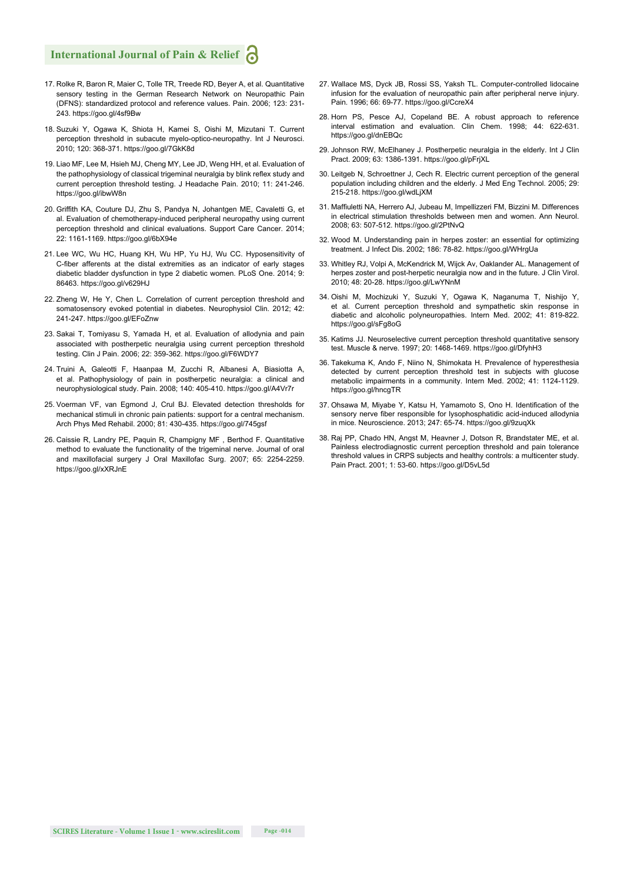17. Rolke R, Baron R, Maier C, Tolle TR, Treede RD, Beyer A, et al. Quantitative sensory testing in the German Research Network on Neuropathic Pain (DFNS): standardized protocol and reference values. Pain. 2006; 123: 231-243. https://goo.gl/4sf9Bw

18. Suzuki Y, Ogawa K, Shiota H, Kamei S, Oishi M, Mizutani T. Current perception threshold in subacute myelo-optico-neuropathy. Int J Neurosci. 2010; 120: 368-371. https://goo.gl/7GkK8d

19. Liao MF, Lee M, Hsieh MJ, Cheng MY, Lee JD, Weng HH, et al. Evaluation of the pathophysiology of classical trigeminal neuralgia by blink reflex study and current perception threshold testing. J Headache Pain. 2010; 11: 241-246. https://goo.gl/ibwW8n

20. Griffith KA, Couture DJ, Zhu S, Pandya N, Johantgen ME, Cavaletti G, et al. Evaluation of chemotherapy-induced peripheral neuropathy using current perception threshold and clinical evaluations. Support Care Cancer. 2014; 22: 1161-1169. https://goo.gl/6bX94e

21. Lee WC, Wu HC, Huang KH, Wu HP, Yu HJ, Wu CC. Hyposensitivity of C-fiber afferents at the distal extremities as an indicator of early stages diabetic bladder dysfunction in type 2 diabetic women. PLoS One. 2014; 9: 86463. https://goo.gl/v629HJ

22. Zheng W, He Y, Chen L. Correlation of current perception threshold and somatosensory evoked potential in diabetes. Neurophysiol Clin. 2012; 42: 241-247. https://goo.gl/EFoZnw

23. Sakai T, Tomiyasu S, Yamada H, et al. Evaluation of allodynia and pain associated with postherpetic neuralgia using current perception threshold testing. Clin J Pain. 2006; 22: 359-362. https://goo.gl/F6WDY7

24. Truini A, Galeotti F, Haanpaa M, Zucchi R, Albanesi A, Biasiotta A, et al. Pathophysiology of pain in postherpetic neuralgia: a clinical and neurophysiological study. Pain. 2008; 140: 405-410. https://goo.gl/A4Vr7r

25. Voerman VF, van Egmond J, Crul BJ. Elevated detection thresholds for mechanical stimuli in chronic pain patients: support for a central mechanism. Arch Phys Med Rehabil. 2000; 81: 430-435. https://goo.gl/745gsf

26. Caissie R, Landry PE, Paquin R, Champigny MF , Berthod F. Quantitative method to evaluate the functionality of the trigeminal nerve. Journal of oral and maxillofacial surgery J Oral Maxillofac Surg. 2007; 65: 2254-2259. https://goo.gl/xXRJnE

27. Wallace MS, Dyck JB, Rossi SS, Yaksh TL. Computer-controlled lidocaine infusion for the evaluation of neuropathic pain after peripheral nerve injury. Pain. 1996; 66: 69-77. https://goo.gl/CcreX4

28. Horn PS, Pesce AJ, Copeland BE. A robust approach to reference interval estimation and evaluation. Clin Chem. 1998; 44: 622-631. https://goo.gl/dnEBQc

29. Johnson RW, McElhaney J. Postherpetic neuralgia in the elderly. Int J Clin Pract. 2009; 63: 1386-1391. https://goo.gl/pFrjXL

30. Leitgeb N, Schroettner J, Cech R. Electric current perception of the general population including children and the elderly. J Med Eng Technol. 2005; 29: 215-218. https://goo.gl/wdLjXM

31. Maffiuletti NA, Herrero AJ, Jubeau M, Impellizzeri FM, Bizzini M. Differences in electrical stimulation thresholds between men and women. Ann Neurol. 2008; 63: 507-512. https://goo.gl/2PtNvQ

32. Wood M. Understanding pain in herpes zoster: an essential for optimizing treatment. J Infect Dis. 2002; 186: 78-82. https://goo.gl/WHrgUa

33. Whitley RJ, Volpi A, McKendrick M, Wijck Av, Oaklander AL. Management of herpes zoster and post-herpetic neuralgia now and in the future. J Clin Virol. 2010; 48: 20-28. https://goo.gl/LwYNnM

34. Oishi M, Mochizuki Y, Suzuki Y, Ogawa K, Naganuma T, Nishijo Y, et al. Current perception threshold and sympathetic skin response in diabetic and alcoholic polyneuropathies. Intern Med. 2002; 41: 819-822. https://goo.gl/sFg8oG

35. Katims JJ. Neuroselective current perception threshold quantitative sensory test. Muscle & nerve. 1997; 20: 1468-1469. https://goo.gl/DfyhH3

36. Takekuma K, Ando F, Niino N, Shimokata H. Prevalence of hyperesthesia detected by current perception threshold test in subjects with glucose metabolic impairments in a community. Intern Med. 2002; 41: 1124-1129. https://goo.gl/hncgTR

37. Ohsawa M, Miyabe Y, Katsu H, Yamamoto S, Ono H. Identification of the sensory nerve fiber responsible for lysophosphatidic acid-induced allodynia in mice. Neuroscience. 2013; 247: 65-74. https://goo.gl/9zuqXk

38. Raj PP, Chado HN, Angst M, Heavner J, Dotson R, Brandstater ME, et al. Painless electrodiagnostic current perception threshold and pain tolerance threshold values in CRPS subjects and healthy controls: a multicenter study. Pain Pract. 2001; 1: 53-60. https://goo.gl/D5vL5d